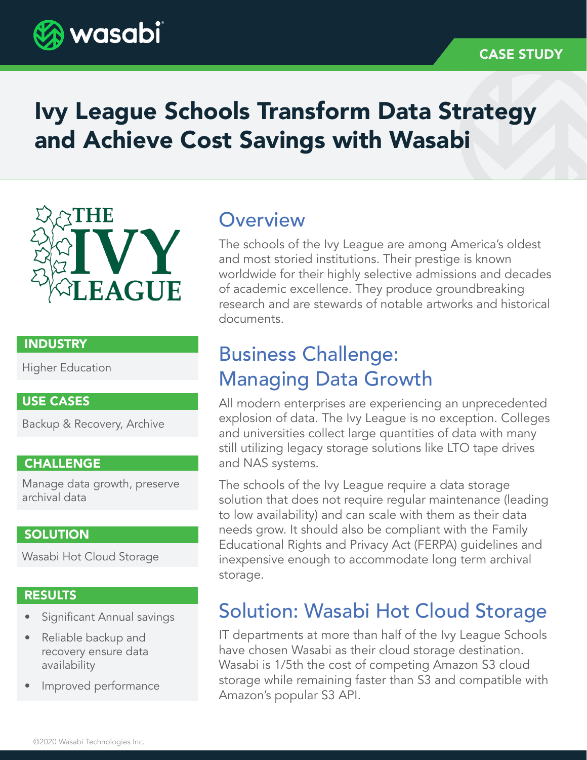CASE STUDY

# Ivy League Schools Transform Data Strategy and Achieve Cost Savings with Wasabi

THE IVY LEAGUE

**INDUSTRY**

Higher Education

**USE CASES**

Backup & Recovery, Archive

**CHALLENGE**

Manage data growth, preserve archival data

**SOLUTION**

Wasabi Hot Cloud Storage

**RESULTS**

- Significant Annual savings
- Reliable backup and recovery ensure data availability
- Improved performance

## Overview

The schools of the Ivy League are among America's oldest and most storied institutions. Their prestige is known worldwide for their highly selective admissions and decades of academic excellence. They produce groundbreaking research and are stewards of notable artworks and historical documents.

## Business Challenge: Managing Data Growth

All modern enterprises are experiencing an unprecedented explosion of data. The Ivy League is no exception. Colleges and universities collect large quantities of data with many still utilizing legacy storage solutions like LTO tape drives and NAS systems.

The schools of the Ivy League require a data storage solution that does not require regular maintenance (leading to low availability) and can scale with them as their data needs grow. It should also be compliant with the Family Educational Rights and Privacy Act (FERPA) guidelines and inexpensive enough to accommodate long term archival storage.

## Solution: Wasabi Hot Cloud Storage

IT departments at more than half of the Ivy League Schools have chosen Wasabi as their cloud storage destination. Wasabi is 1/5th the cost of competing Amazon S3 cloud storage while remaining faster than S3 and compatible with Amazon's popular S3 API.

©2020 Wasabi Technologies Inc.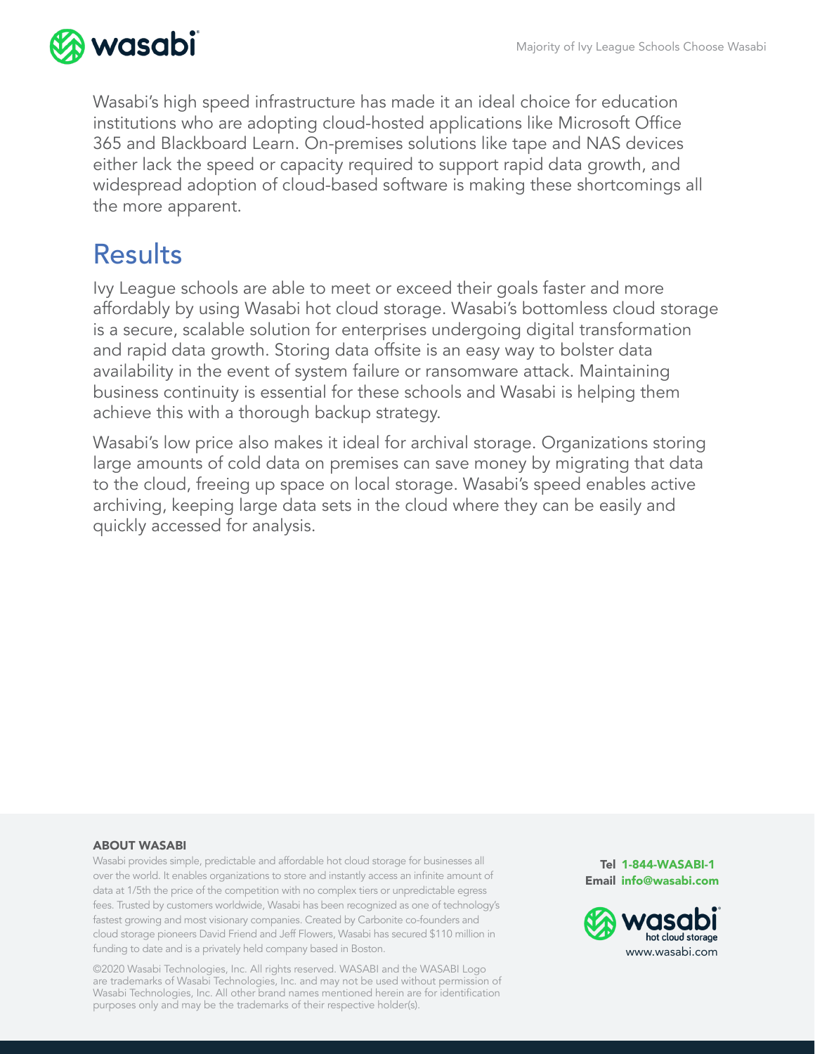Wasabi's high speed infrastructure has made it an ideal choice for education institutions who are adopting cloud-hosted applications like Microsoft Office 365 and Blackboard Learn. On-premises solutions like tape and NAS devices either lack the speed or capacity required to support rapid data growth, and widespread adoption of cloud-based software is making these shortcomings all the more apparent.

## Results

Ivy League schools are able to meet or exceed their goals faster and more affordably by using Wasabi hot cloud storage. Wasabi's bottomless cloud storage is a secure, scalable solution for enterprises undergoing digital transformation and rapid data growth. Storing data offsite is an easy way to bolster data availability in the event of system failure or ransomware attack. Maintaining business continuity is essential for these schools and Wasabi is helping them achieve this with a thorough backup strategy.

Wasabi's low price also makes it ideal for archival storage. Organizations storing large amounts of cold data on premises can save money by migrating that data to the cloud, freeing up space on local storage. Wasabi's speed enables active archiving, keeping large data sets in the cloud where they can be easily and quickly accessed for analysis.

**ABOUT WASABI**

Wasabi provides simple, predictable and affordable hot cloud storage for businesses all over the world. It enables organizations to store and instantly access an infinite amount of data at 1/5th the price of the competition with no complex tiers or unpredictable egress fees. Trusted by customers worldwide, Wasabi has been recognized as one of technology's fastest growing and most visionary companies. Created by Carbonite co-founders and cloud storage pioneers David Friend and Jeff Flowers, Wasabi has secured $110 million in funding to date and is a privately held company based in Boston.

©2020 Wasabi Technologies, Inc. All rights reserved. WASABI and the WASABI Logo are trademarks of Wasabi Technologies, Inc. and may not be used without permission of Wasabi Technologies, Inc. All other brand names mentioned herein are for identification purposes only and may be the trademarks of their respective holder(s).

**Tel** 1-844-WASABI-1
**Email** info@wasabi.com

wasabi hot cloud storage
www.wasabi.com